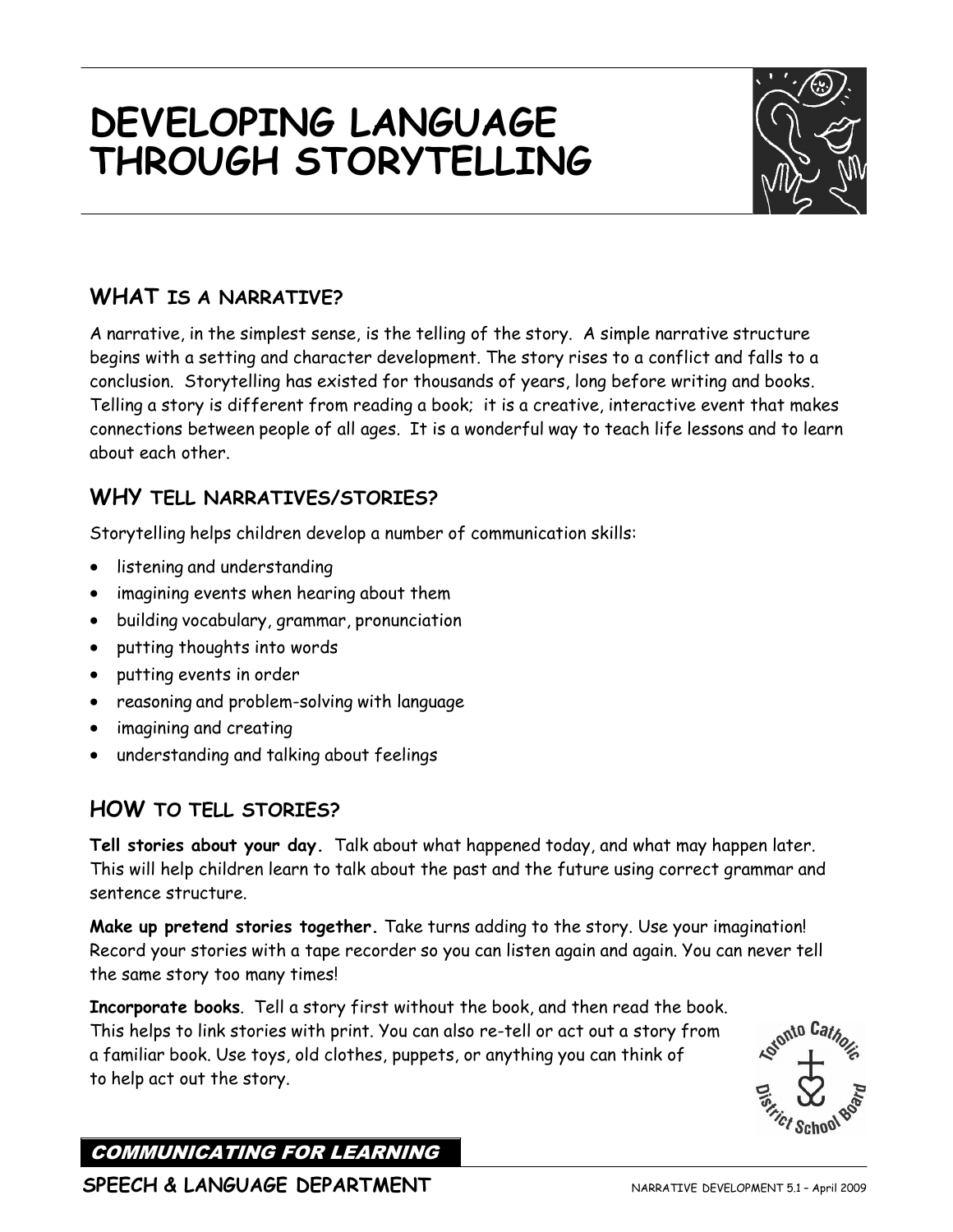# DEVELOPING LANGUAGE THROUGH STORYTELLING

## WHAT IS A NARRATIVE?

A narrative, in the simplest sense, is the telling of the story. A simple narrative structure begins with a setting and character development. The story rises to a conflict and falls to a conclusion. Storytelling has existed for thousands of years, long before writing and books. Telling a story is different from reading a book; it is a creative, interactive event that makes connections between people of all ages. It is a wonderful way to teach life lessons and to learn about each other.

## WHY TELL NARRATIVES/STORIES?

Storytelling helps children develop a number of communication skills:

- listening and understanding
- imagining events when hearing about them
- building vocabulary, grammar, pronunciation
- putting thoughts into words
- putting events in order
- reasoning and problem-solving with language
- imagining and creating
- understanding and talking about feelings

## HOW TO TELL STORIES?

**Tell stories about your day.** Talk about what happened today, and what may happen later. This will help children learn to talk about the past and the future using correct grammar and sentence structure.

**Make up pretend stories together.** Take turns adding to the story. Use your imagination! Record your stories with a tape recorder so you can listen again and again. You can never tell the same story too many times!

**Incorporate books**. Tell a story first without the book, and then read the book. This helps to link stories with print. You can also re-tell or act out a story from a familiar book. Use toys, old clothes, puppets, or anything you can think of to help act out the story.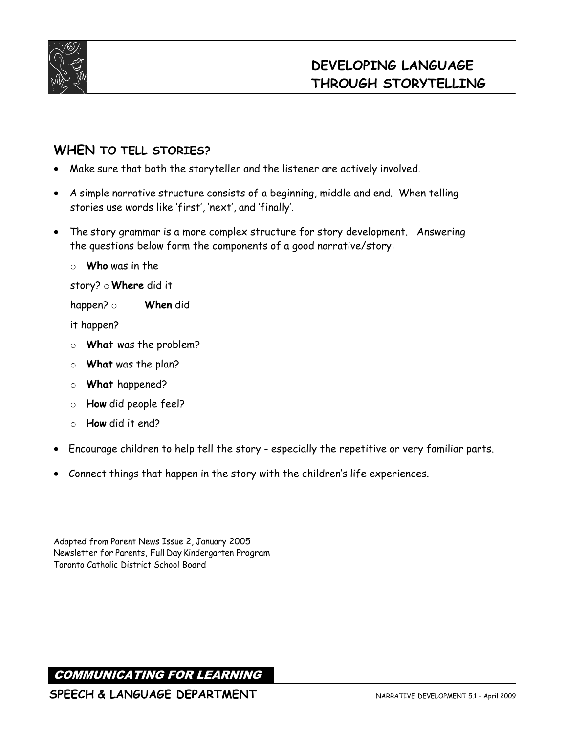# DEVELOPING LANGUAGE THROUGH STORYTELLING

## WHEN TO TELL STORIES?

- Make sure that both the storyteller and the listener are actively involved.
- A simple narrative structure consists of a beginning, middle and end. When telling stories use words like 'first', 'next', and 'finally'.
- The story grammar is a more complex structure for story development. Answering the questions below form the components of a good narrative/story:
  - **Who** was in the story?
  - **Where** did it happen?
  - **When** did it happen?
  - **What** was the problem?
  - **What** was the plan?
  - **What** happened?
  - **How** did people feel?
  - **How** did it end?
- Encourage children to help tell the story - especially the repetitive or very familiar parts.
- Connect things that happen in the story with the children's life experiences.

Adapted from Parent News Issue 2, January 2005
Newsletter for Parents, Full Day Kindergarten Program
Toronto Catholic District School Board

***COMMUNICATING FOR LEARNING***

**SPEECH & LANGUAGE DEPARTMENT**

NARRATIVE DEVELOPMENT 5.1 – April 2009